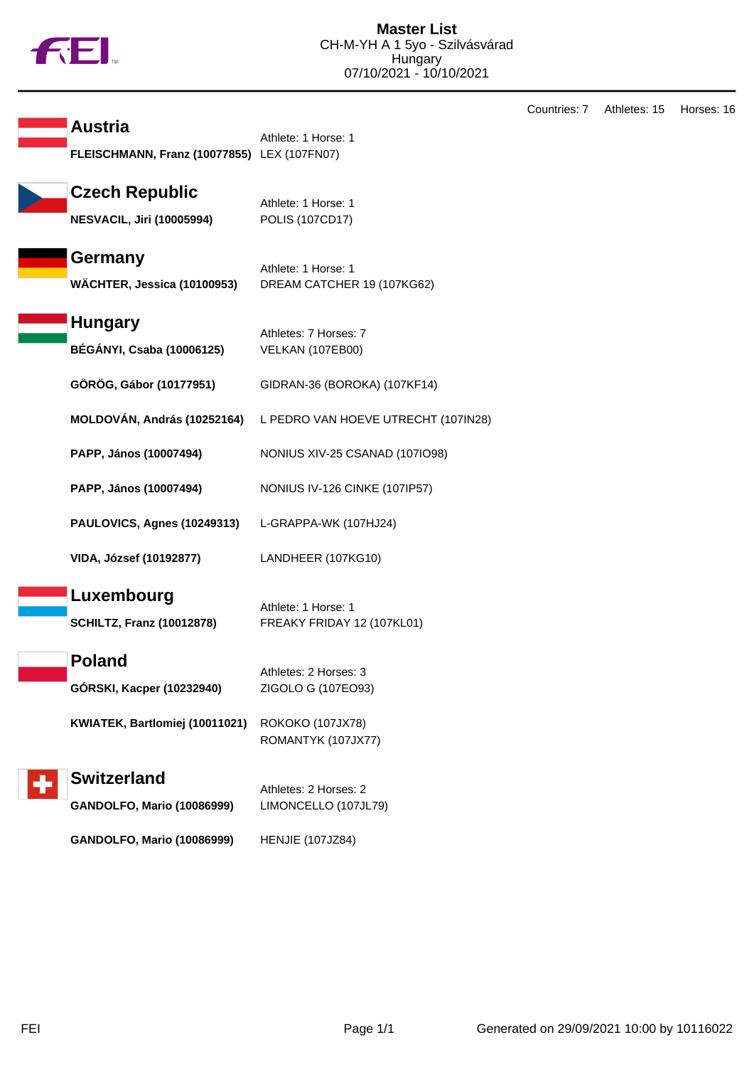# Master List

CH-M-YH A 1 5yo - Szilvásvárad
Hungary
07/10/2021 - 10/10/2021

Countries: 7 Athletes: 15 Horses: 16

## Austria

Athlete: 1 Horse: 1

| Athlete | Horse |
|---|---|
| **FLEISCHMANN, Franz (10077855)** | LEX (107FN07) |

## Czech Republic

Athlete: 1 Horse: 1

| Athlete | Horse |
|---|---|
| **NESVACIL, Jiri (10005994)** | POLIS (107CD17) |

## Germany

Athlete: 1 Horse: 1

| Athlete | Horse |
|---|---|
| **WÄCHTER, Jessica (10100953)** | DREAM CATCHER 19 (107KG62) |

## Hungary

Athletes: 7 Horses: 7

| Athlete | Horse |
|---|---|
| **BÉGÁNYI, Csaba (10006125)** | VELKAN (107EB00) |
| **GÖRÖG, Gábor (10177951)** | GIDRAN-36 (BOROKA) (107KF14) |
| **MOLDOVÁN, András (10252164)** | L PEDRO VAN HOEVE UTRECHT (107IN28) |
| **PAPP, János (10007494)** | NONIUS XIV-25 CSANAD (107IO98) |
| **PAPP, János (10007494)** | NONIUS IV-126 CINKE (107IP57) |
| **PAULOVICS, Agnes (10249313)** | L-GRAPPA-WK (107HJ24) |
| **VIDA, József (10192877)** | LANDHEER (107KG10) |

## Luxembourg

Athlete: 1 Horse: 1

| Athlete | Horse |
|---|---|
| **SCHILTZ, Franz (10012878)** | FREAKY FRIDAY 12 (107KL01) |

## Poland

Athletes: 2 Horses: 3

| Athlete | Horse |
|---|---|
| **GÓRSKI, Kacper (10232940)** | ZIGOLO G (107EO93) |
| **KWIATEK, Bartlomiej (10011021)** | ROKOKO (107JX78)<br>ROMANTYK (107JX77) |

## Switzerland

Athletes: 2 Horses: 2

| Athlete | Horse |
|---|---|
| **GANDOLFO, Mario (10086999)** | LIMONCELLO (107JL79) |
| **GANDOLFO, Mario (10086999)** | HENJIE (107JZ84) |

Generated on 29/09/2021 10:00 by 10116022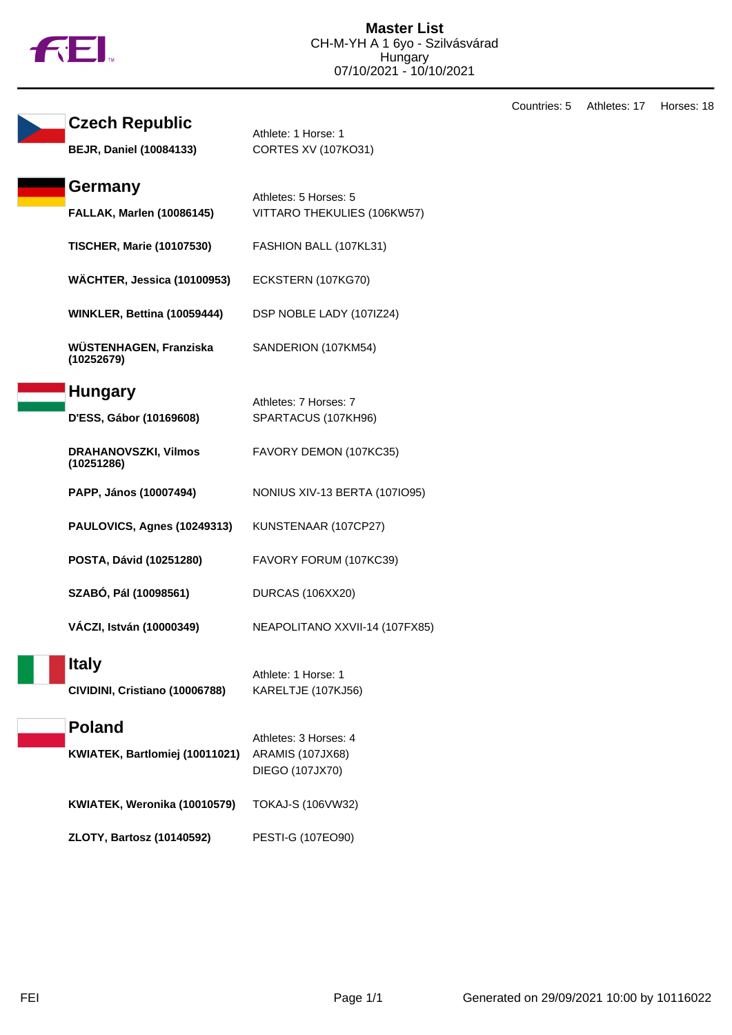# Master List

CH-M-YH A 1 6yo - Szilvásvárad
Hungary
07/10/2021 - 10/10/2021

Countries: 5 Athletes: 17 Horses: 18

## Czech Republic

Athlete: 1 Horse: 1

| Athlete | Horse |
|---|---|
| **BEJR, Daniel (10084133)** | CORTES XV (107KO31) |

## Germany

Athletes: 5 Horses: 5

| Athlete | Horse |
|---|---|
| **FALLAK, Marlen (10086145)** | VITTARO THEKULIES (106KW57) |
| **TISCHER, Marie (10107530)** | FASHION BALL (107KL31) |
| **WÄCHTER, Jessica (10100953)** | ECKSTERN (107KG70) |
| **WINKLER, Bettina (10059444)** | DSP NOBLE LADY (107IZ24) |
| **WÜSTENHAGEN, Franziska (10252679)** | SANDERION (107KM54) |

## Hungary

Athletes: 7 Horses: 7

| Athlete | Horse |
|---|---|
| **D'ESS, Gábor (10169608)** | SPARTACUS (107KH96) |
| **DRAHANOVSZKI, Vilmos (10251286)** | FAVORY DEMON (107KC35) |
| **PAPP, János (10007494)** | NONIUS XIV-13 BERTA (107IO95) |
| **PAULOVICS, Agnes (10249313)** | KUNSTENAAR (107CP27) |
| **POSTA, Dávid (10251280)** | FAVORY FORUM (107KC39) |
| **SZABÓ, Pál (10098561)** | DURCAS (106XX20) |
| **VÁCZI, István (10000349)** | NEAPOLITANO XXVII-14 (107FX85) |

## Italy

Athlete: 1 Horse: 1

| Athlete | Horse |
|---|---|
| **CIVIDINI, Cristiano (10006788)** | KARELTJE (107KJ56) |

## Poland

Athletes: 3 Horses: 4

| Athlete | Horse |
|---|---|
| **KWIATEK, Bartlomiej (10011021)** | ARAMIS (107JX68)<br>DIEGO (107JX70) |
| **KWIATEK, Weronika (10010579)** | TOKAJ-S (106VW32) |
| **ZLOTY, Bartosz (10140592)** | PESTI-G (107EO90) |

Generated on 29/09/2021 10:00 by 10116022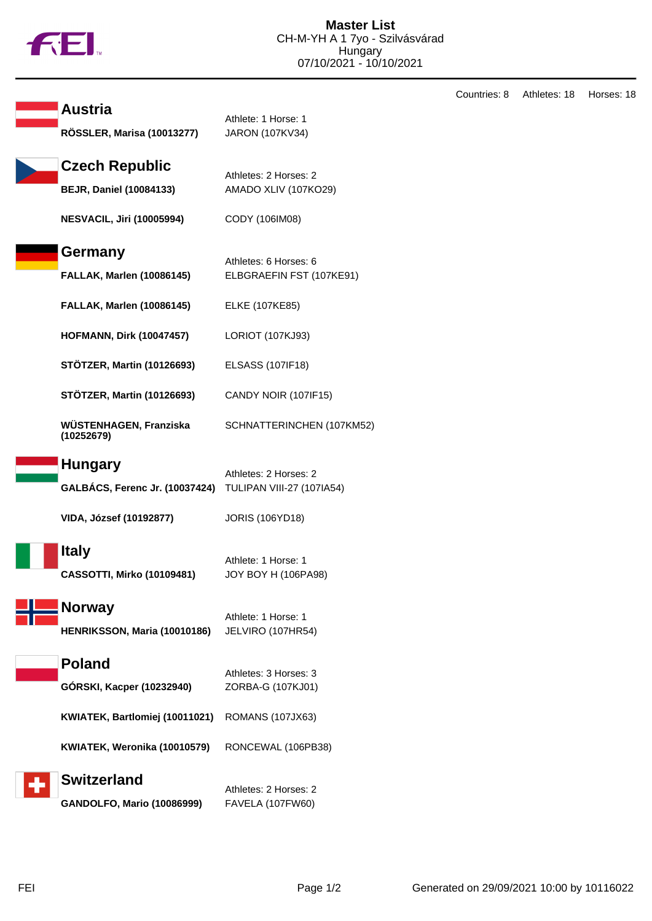# Master List

CH-M-YH A 1 7yo - Szilvásvárad
Hungary
07/10/2021 - 10/10/2021

Countries: 8 Athletes: 18 Horses: 18

## Austria

Athlete: 1 Horse: 1

| Athlete | Horse |
|---|---|
| **RÖSSLER, Marisa (10013277)** | JARON (107KV34) |

## Czech Republic

Athletes: 2 Horses: 2

| Athlete | Horse |
|---|---|
| **BEJR, Daniel (10084133)** | AMADO XLIV (107KO29) |
| **NESVACIL, Jiri (10005994)** | CODY (106IM08) |

## Germany

Athletes: 6 Horses: 6

| Athlete | Horse |
|---|---|
| **FALLAK, Marlen (10086145)** | ELBGRAEFIN FST (107KE91) |
| **FALLAK, Marlen (10086145)** | ELKE (107KE85) |
| **HOFMANN, Dirk (10047457)** | LORIOT (107KJ93) |
| **STÖTZER, Martin (10126693)** | ELSASS (107IF18) |
| **STÖTZER, Martin (10126693)** | CANDY NOIR (107IF15) |
| **WÜSTENHAGEN, Franziska (10252679)** | SCHNATTERINCHEN (107KM52) |

## Hungary

Athletes: 2 Horses: 2

| Athlete | Horse |
|---|---|
| **GALBÁCS, Ferenc Jr. (10037424)** | TULIPAN VIII-27 (107IA54) |
| **VIDA, József (10192877)** | JORIS (106YD18) |

## Italy

Athlete: 1 Horse: 1

| Athlete | Horse |
|---|---|
| **CASSOTTI, Mirko (10109481)** | JOY BOY H (106PA98) |

## Norway

Athlete: 1 Horse: 1

| Athlete | Horse |
|---|---|
| **HENRIKSSON, Maria (10010186)** | JELVIRO (107HR54) |

## Poland

Athletes: 3 Horses: 3

| Athlete | Horse |
|---|---|
| **GÓRSKI, Kacper (10232940)** | ZORBA-G (107KJ01) |
| **KWIATEK, Bartlomiej (10011021)** | ROMANS (107JX63) |
| **KWIATEK, Weronika (10010579)** | RONCEWAL (106PB38) |

## Switzerland

Athletes: 2 Horses: 2

| Athlete | Horse |
|---|---|
| **GANDOLFO, Mario (10086999)** | FAVELA (107FW60) |

Generated on 29/09/2021 10:00 by 10116022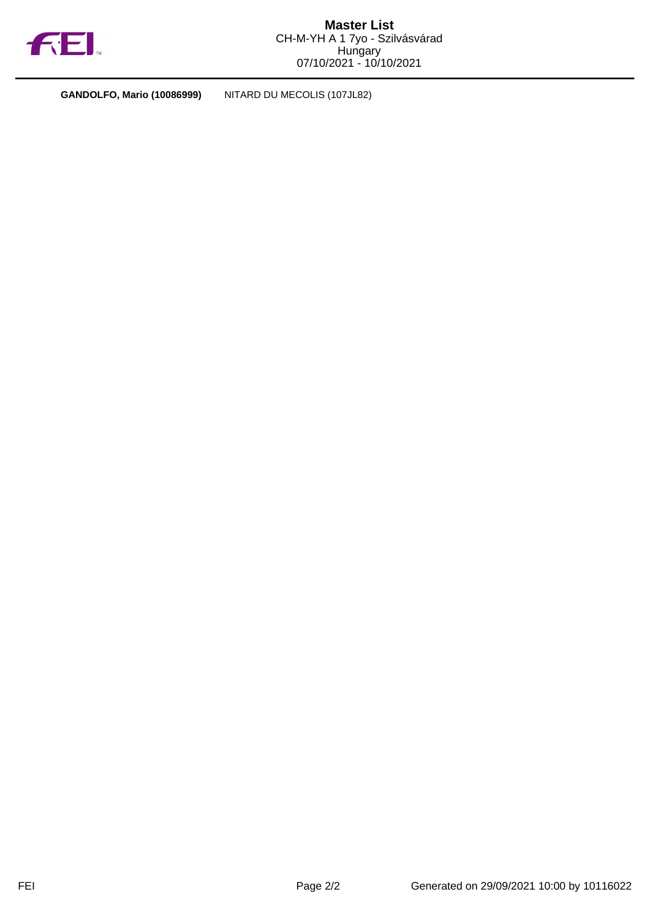**GANDOLFO, Mario (10086999)** NITARD DU MECOLIS (107JL82)